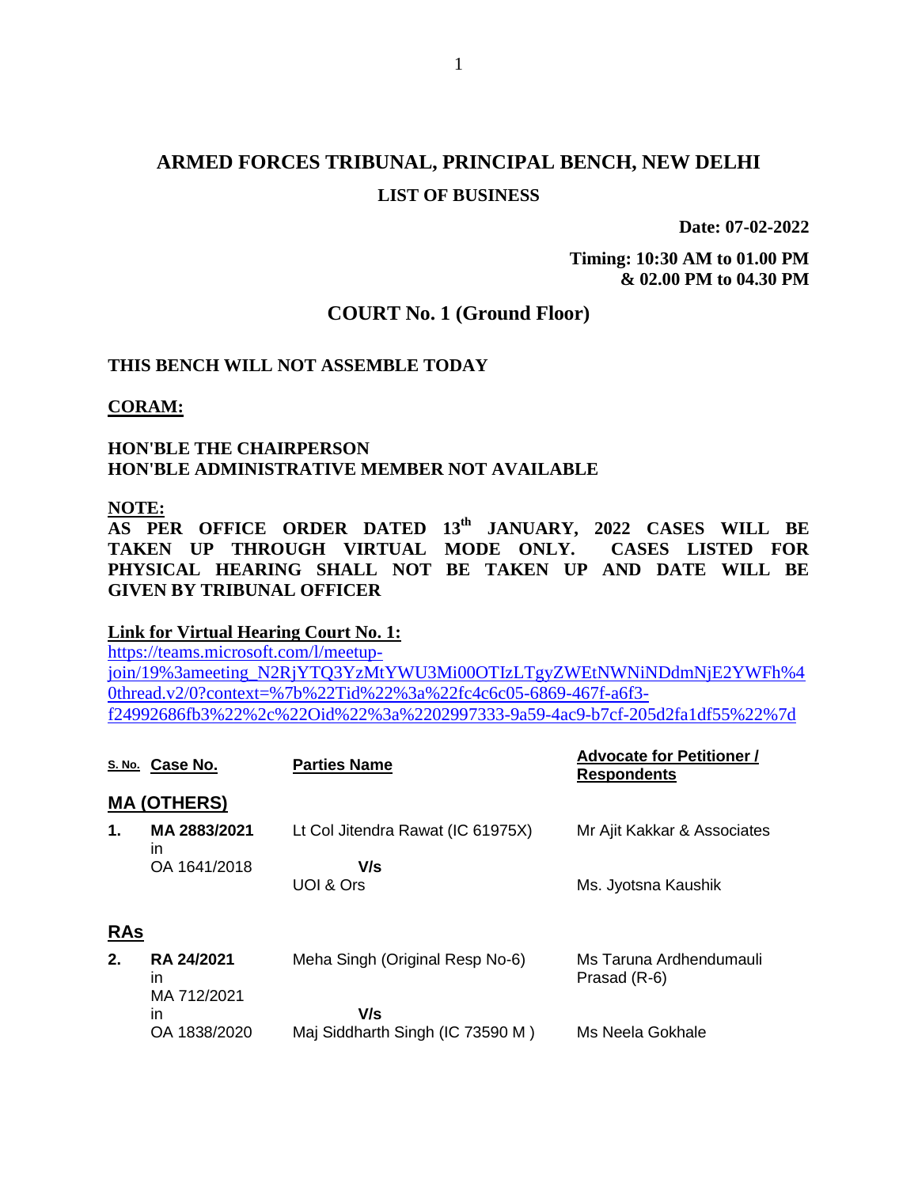# ARMED FORCES TRIBUNAL, PRINCIPAL BENCH, NEW DELHI

## LIST OF BUSINESS

**Date: 07-02-2022**

**Timing: 10:30 AM to 01.00 PM & 02.00 PM to 04.30 PM**

## COURT No. 1 (Ground Floor)

**THIS BENCH WILL NOT ASSEMBLE TODAY**

**CORAM:**

**HON'BLE THE CHAIRPERSON**
**HON'BLE ADMINISTRATIVE MEMBER NOT AVAILABLE**

**NOTE:**
**AS PER OFFICE ORDER DATED 13th JANUARY, 2022 CASES WILL BE TAKEN UP THROUGH VIRTUAL MODE ONLY. CASES LISTED FOR PHYSICAL HEARING SHALL NOT BE TAKEN UP AND DATE WILL BE GIVEN BY TRIBUNAL OFFICER**

**Link for Virtual Hearing Court No. 1:**
https://teams.microsoft.com/l/meetup-join/19%3ameeting_N2RjYTQ3YzMtYWU3Mi00OTIzLTgyZWEtNWNiNDdmNjE2YWFh%40thread.v2/0?context=%7b%22Tid%22%3a%22fc4c6c05-6869-467f-a6f3-f24992686fb3%22%2c%22Oid%22%3a%2202997333-9a59-4ac9-b7cf-205d2fa1df55%22%7d

| S. No. | Case No. | Parties Name | Advocate for Petitioner / Respondents |
|---|---|---|---|
| **MA (OTHERS)** | | | |
| **1.** | **MA 2883/2021** in OA 1641/2018 | Lt Col Jitendra Rawat (IC 61975X) V/s UOI & Ors | Mr Ajit Kakkar & Associates / Ms. Jyotsna Kaushik |
| **RAs** | | | |
| **2.** | **RA 24/2021** in MA 712/2021 in OA 1838/2020 | Meha Singh (Original Resp No-6) V/s Maj Siddharth Singh (IC 73590 M ) | Ms Taruna Ardhendumauli Prasad (R-6) / Ms Neela Gokhale |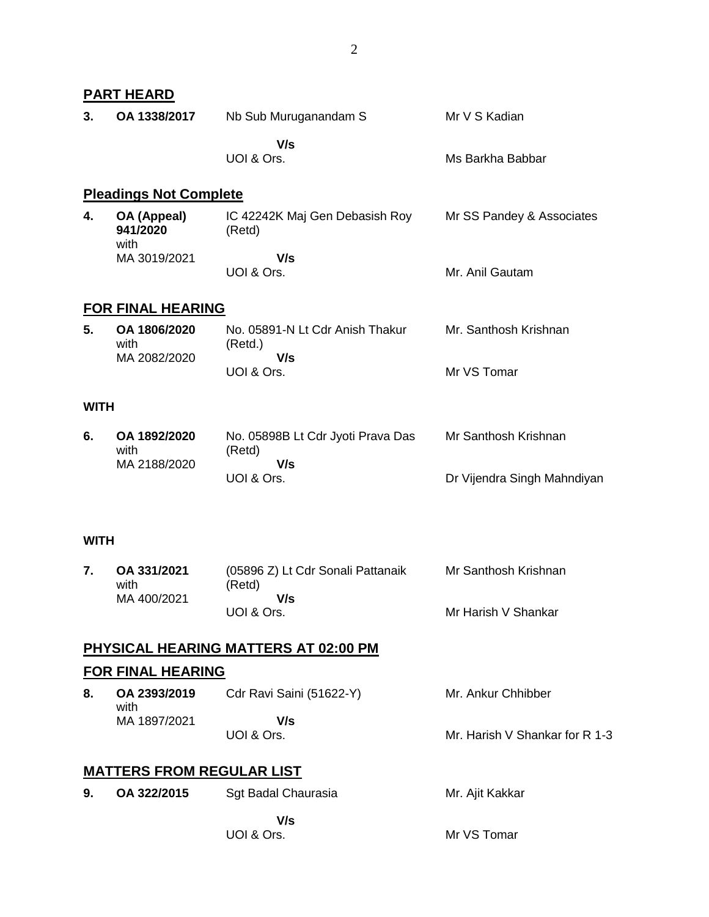## PART HEARD

| | | | |
|---|---|---|---|
| 3. | **OA 1338/2017** | Nb Sub Muruganandam S | Mr V S Kadian |
| | | **V/s** | |
| | | UOI & Ors. | Ms Barkha Babbar |

## Pleadings Not Complete

| | | | |
|---|---|---|---|
| 4. | **OA (Appeal) 941/2020** with MA 3019/2021 | IC 42242K Maj Gen Debasish Roy (Retd) | Mr SS Pandey & Associates |
| | | **V/s** | |
| | | UOI & Ors. | Mr. Anil Gautam |

## FOR FINAL HEARING

| | | | |
|---|---|---|---|
| 5. | **OA 1806/2020** with MA 2082/2020 | No. 05891-N Lt Cdr Anish Thakur (Retd.) | Mr. Santhosh Krishnan |
| | | **V/s** | |
| | | UOI & Ors. | Mr VS Tomar |

**WITH**

| | | | |
|---|---|---|---|
| 6. | **OA 1892/2020** with MA 2188/2020 | No. 05898B Lt Cdr Jyoti Prava Das (Retd) | Mr Santhosh Krishnan |
| | | **V/s** | |
| | | UOI & Ors. | Dr Vijendra Singh Mahndiyan |

**WITH**

| | | | |
|---|---|---|---|
| 7. | **OA 331/2021** with MA 400/2021 | (05896 Z) Lt Cdr Sonali Pattanaik (Retd) | Mr Santhosh Krishnan |
| | | **V/s** | |
| | | UOI & Ors. | Mr Harish V Shankar |

## PHYSICAL HEARING MATTERS AT 02:00 PM

## FOR FINAL HEARING

| | | | |
|---|---|---|---|
| 8. | **OA 2393/2019** with MA 1897/2021 | Cdr Ravi Saini (51622-Y) | Mr. Ankur Chhibber |
| | | **V/s** | |
| | | UOI & Ors. | Mr. Harish V Shankar for R 1-3 |

## MATTERS FROM REGULAR LIST

| | | | |
|---|---|---|---|
| 9. | **OA 322/2015** | Sgt Badal Chaurasia | Mr. Ajit Kakkar |
| | | **V/s** | |
| | | UOI & Ors. | Mr VS Tomar |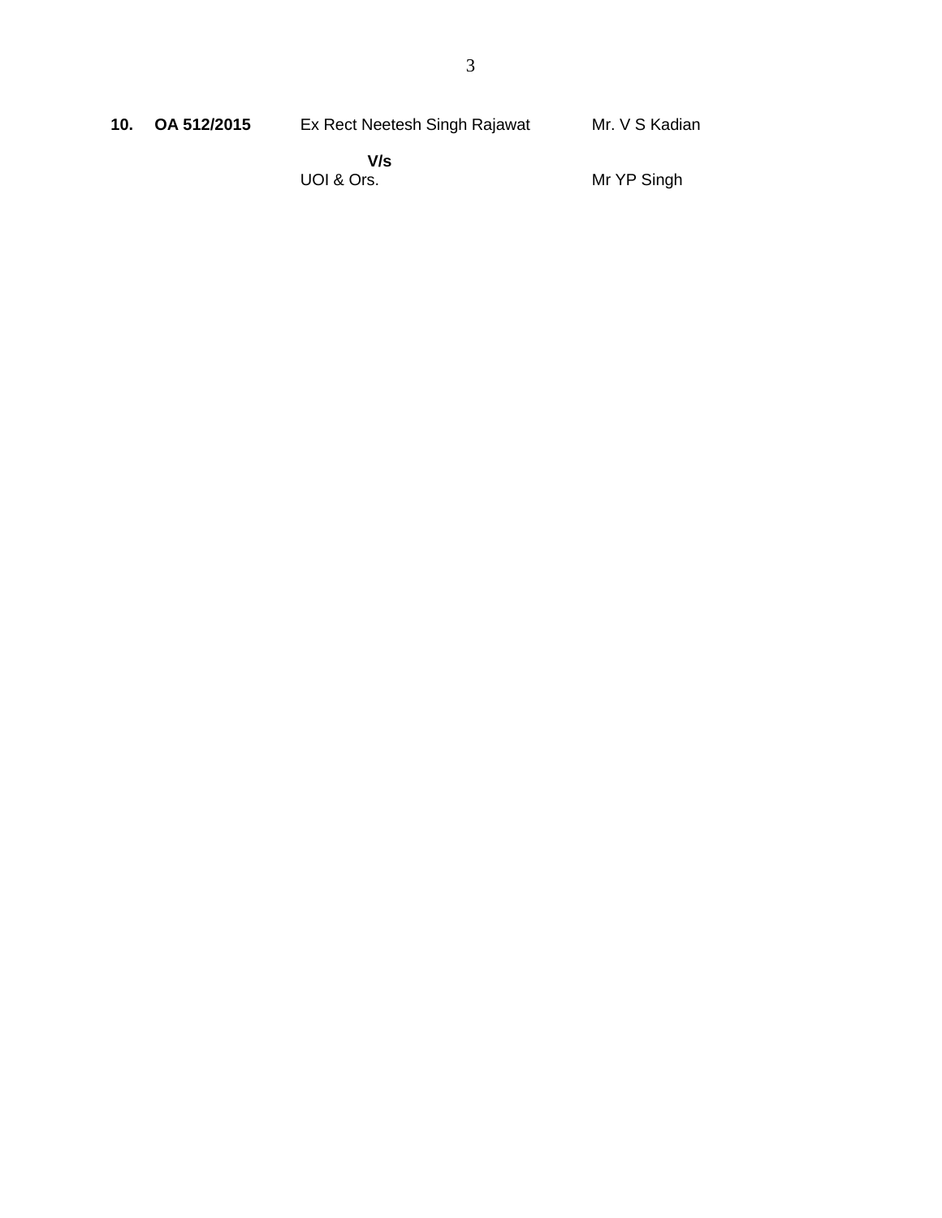| | | | |
|---|---|---|---|
| **10.** | **OA 512/2015** | Ex Rect Neetesh Singh Rajawat | Mr. V S Kadian |
| | | **V/s** | |
| | | UOI & Ors. | Mr YP Singh |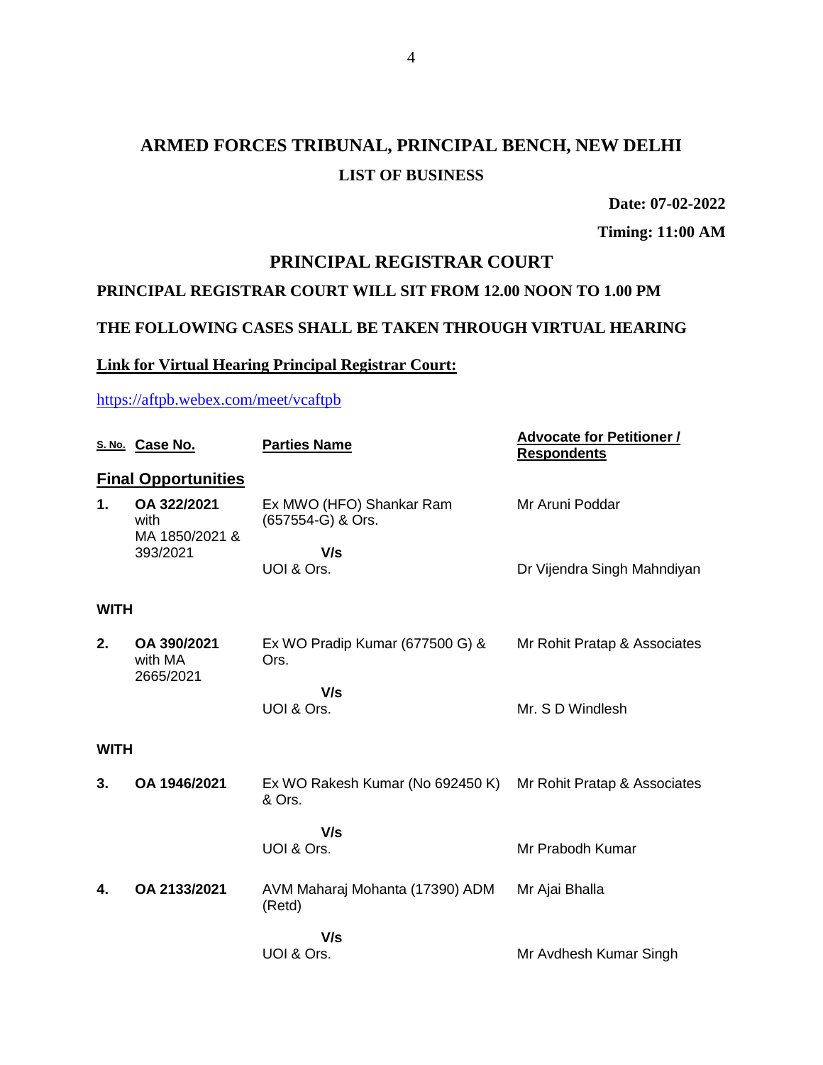# ARMED FORCES TRIBUNAL, PRINCIPAL BENCH, NEW DELHI

## LIST OF BUSINESS

**Date: 07-02-2022**

**Timing: 11:00 AM**

## PRINCIPAL REGISTRAR COURT

**PRINCIPAL REGISTRAR COURT WILL SIT FROM 12.00 NOON TO 1.00 PM**

**THE FOLLOWING CASES SHALL BE TAKEN THROUGH VIRTUAL HEARING**

**Link for Virtual Hearing Principal Registrar Court:**

https://aftpb.webex.com/meet/vcaftpb

| S. No. | Case No. | Parties Name | Advocate for Petitioner / Respondents |
|---|---|---|---|
| **Final Opportunities** | | | |
| **1.** | **OA 322/2021** with MA 1850/2021 & 393/2021 | Ex MWO (HFO) Shankar Ram (657554-G) & Ors. | Mr Aruni Poddar |
| | | **V/s** UOI & Ors. | Dr Vijendra Singh Mahndiyan |
| **WITH** | | | |
| **2.** | **OA 390/2021** with MA 2665/2021 | Ex WO Pradip Kumar (677500 G) & Ors. | Mr Rohit Pratap & Associates |
| | | **V/s** UOI & Ors. | Mr. S D Windlesh |
| **WITH** | | | |
| **3.** | **OA 1946/2021** | Ex WO Rakesh Kumar (No 692450 K) & Ors. | Mr Rohit Pratap & Associates |
| | | **V/s** UOI & Ors. | Mr Prabodh Kumar |
| **4.** | **OA 2133/2021** | AVM Maharaj Mohanta (17390) ADM (Retd) | Mr Ajai Bhalla |
| | | **V/s** UOI & Ors. | Mr Avdhesh Kumar Singh |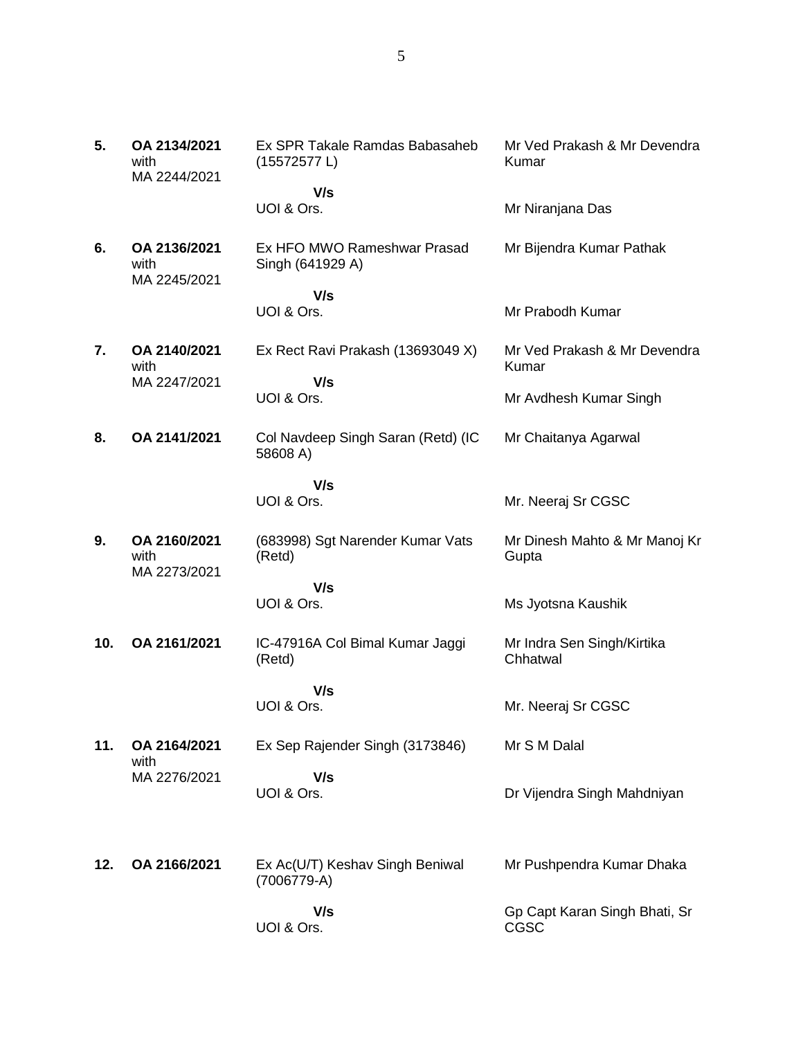| | | | |
|---|---|---|---|
| **5.** | **OA 2134/2021** with MA 2244/2021 | Ex SPR Takale Ramdas Babasaheb (15572577 L)<br>**V/s**<br>UOI & Ors. | Mr Ved Prakash & Mr Devendra Kumar<br><br>Mr Niranjana Das |
| **6.** | **OA 2136/2021** with MA 2245/2021 | Ex HFO MWO Rameshwar Prasad Singh (641929 A)<br>**V/s**<br>UOI & Ors. | Mr Bijendra Kumar Pathak<br><br>Mr Prabodh Kumar |
| **7.** | **OA 2140/2021** with MA 2247/2021 | Ex Rect Ravi Prakash (13693049 X)<br>**V/s**<br>UOI & Ors. | Mr Ved Prakash & Mr Devendra Kumar<br><br>Mr Avdhesh Kumar Singh |
| **8.** | **OA 2141/2021** | Col Navdeep Singh Saran (Retd) (IC 58608 A)<br>**V/s**<br>UOI & Ors. | Mr Chaitanya Agarwal<br><br>Mr. Neeraj Sr CGSC |
| **9.** | **OA 2160/2021** with MA 2273/2021 | (683998) Sgt Narender Kumar Vats (Retd)<br>**V/s**<br>UOI & Ors. | Mr Dinesh Mahto & Mr Manoj Kr Gupta<br><br>Ms Jyotsna Kaushik |
| **10.** | **OA 2161/2021** | IC-47916A Col Bimal Kumar Jaggi (Retd)<br>**V/s**<br>UOI & Ors. | Mr Indra Sen Singh/Kirtika Chhatwal<br><br>Mr. Neeraj Sr CGSC |
| **11.** | **OA 2164/2021** with MA 2276/2021 | Ex Sep Rajender Singh (3173846)<br>**V/s**<br>UOI & Ors. | Mr S M Dalal<br><br>Dr Vijendra Singh Mahdniyan |
| **12.** | **OA 2166/2021** | Ex Ac(U/T) Keshav Singh Beniwal (7006779-A)<br>**V/s**<br>UOI & Ors. | Mr Pushpendra Kumar Dhaka<br><br>Gp Capt Karan Singh Bhati, Sr CGSC |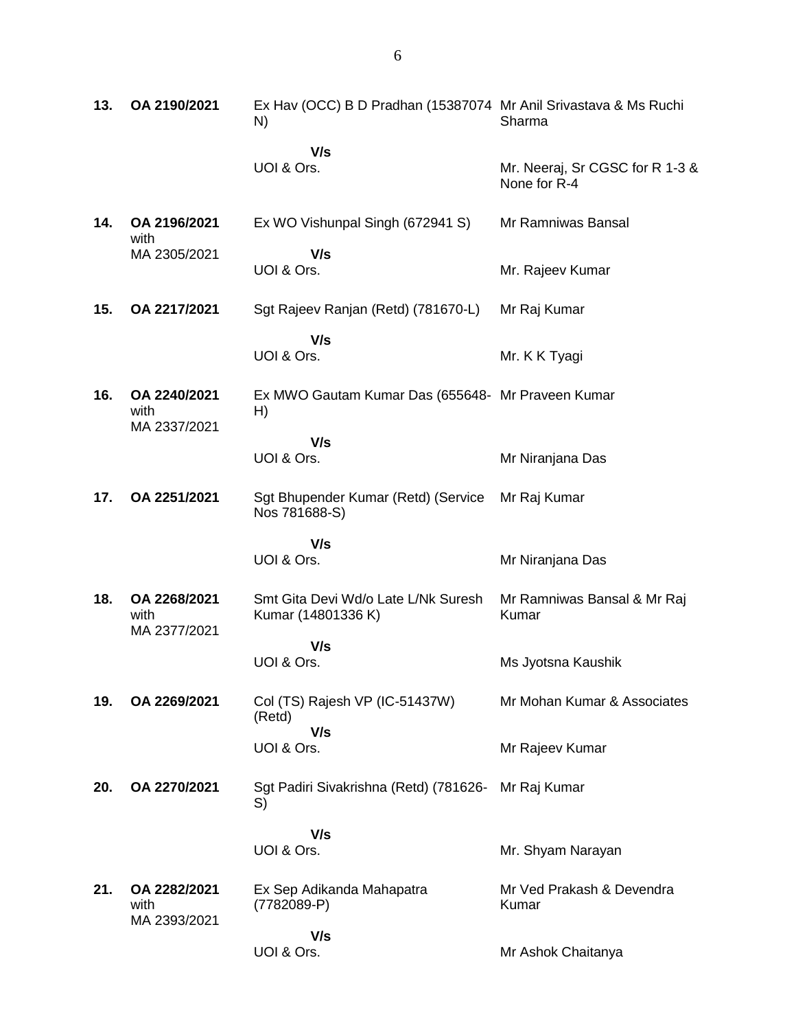| | | | |
|---|---|---|---|
| **13.** | **OA 2190/2021** | Ex Hav (OCC) B D Pradhan (15387074 N) | Mr Anil Srivastava & Ms Ruchi Sharma |
| | | **V/s** | |
| | | UOI & Ors. | Mr. Neeraj, Sr CGSC for R 1-3 & None for R-4 |
| **14.** | **OA 2196/2021** with MA 2305/2021 | Ex WO Vishunpal Singh (672941 S) | Mr Ramniwas Bansal |
| | | **V/s** | |
| | | UOI & Ors. | Mr. Rajeev Kumar |
| **15.** | **OA 2217/2021** | Sgt Rajeev Ranjan (Retd) (781670-L) | Mr Raj Kumar |
| | | **V/s** | |
| | | UOI & Ors. | Mr. K K Tyagi |
| **16.** | **OA 2240/2021** with MA 2337/2021 | Ex MWO Gautam Kumar Das (655648-H) | Mr Praveen Kumar |
| | | **V/s** | |
| | | UOI & Ors. | Mr Niranjana Das |
| **17.** | **OA 2251/2021** | Sgt Bhupender Kumar (Retd) (Service Nos 781688-S) | Mr Raj Kumar |
| | | **V/s** | |
| | | UOI & Ors. | Mr Niranjana Das |
| **18.** | **OA 2268/2021** with MA 2377/2021 | Smt Gita Devi Wd/o Late L/Nk Suresh Kumar (14801336 K) | Mr Ramniwas Bansal & Mr Raj Kumar |
| | | **V/s** | |
| | | UOI & Ors. | Ms Jyotsna Kaushik |
| **19.** | **OA 2269/2021** | Col (TS) Rajesh VP (IC-51437W) (Retd) | Mr Mohan Kumar & Associates |
| | | **V/s** | |
| | | UOI & Ors. | Mr Rajeev Kumar |
| **20.** | **OA 2270/2021** | Sgt Padiri Sivakrishna (Retd) (781626-S) | Mr Raj Kumar |
| | | **V/s** | |
| | | UOI & Ors. | Mr. Shyam Narayan |
| **21.** | **OA 2282/2021** with MA 2393/2021 | Ex Sep Adikanda Mahapatra (7782089-P) | Mr Ved Prakash & Devendra Kumar |
| | | **V/s** | |
| | | UOI & Ors. | Mr Ashok Chaitanya |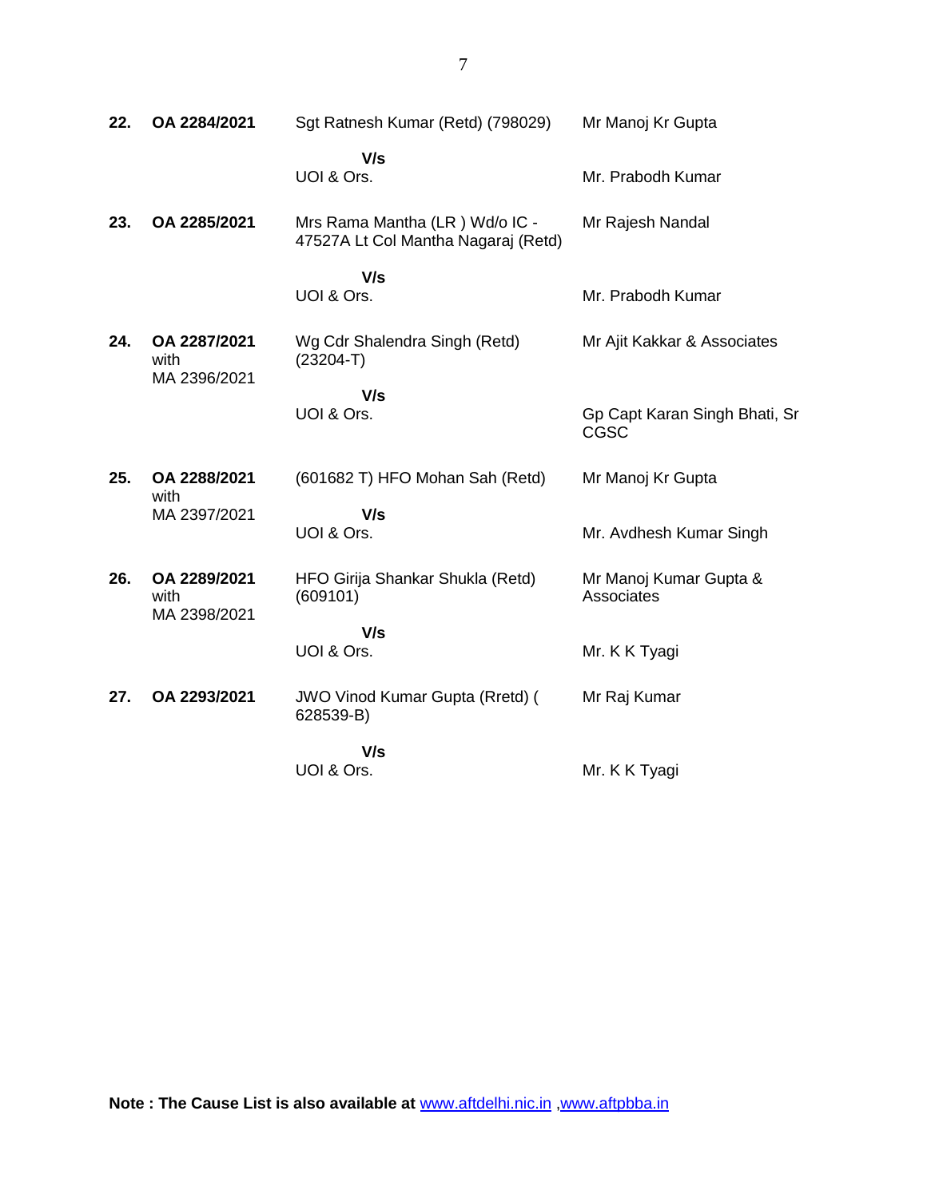| | | | |
|---|---|---|---|
| **22.** | **OA 2284/2021** | Sgt Ratnesh Kumar (Retd) (798029)<br><br>**V/s**<br>UOI & Ors. | Mr Manoj Kr Gupta<br><br>Mr. Prabodh Kumar |
| **23.** | **OA 2285/2021** | Mrs Rama Mantha (LR ) Wd/o IC - 47527A Lt Col Mantha Nagaraj (Retd)<br><br>**V/s**<br>UOI & Ors. | Mr Rajesh Nandal<br><br>Mr. Prabodh Kumar |
| **24.** | **OA 2287/2021** with MA 2396/2021 | Wg Cdr Shalendra Singh (Retd) (23204-T)<br><br>**V/s**<br>UOI & Ors. | Mr Ajit Kakkar & Associates<br><br>Gp Capt Karan Singh Bhati, Sr CGSC |
| **25.** | **OA 2288/2021** with MA 2397/2021 | (601682 T) HFO Mohan Sah (Retd)<br><br>**V/s**<br>UOI & Ors. | Mr Manoj Kr Gupta<br><br>Mr. Avdhesh Kumar Singh |
| **26.** | **OA 2289/2021** with MA 2398/2021 | HFO Girija Shankar Shukla (Retd) (609101)<br><br>**V/s**<br>UOI & Ors. | Mr Manoj Kumar Gupta & Associates<br><br>Mr. K K Tyagi |
| **27.** | **OA 2293/2021** | JWO Vinod Kumar Gupta (Rretd) ( 628539-B)<br><br>**V/s**<br>UOI & Ors. | Mr Raj Kumar<br><br>Mr. K K Tyagi |

**Note : The Cause List is also available at** www.aftdelhi.nic.in ,www.aftpbba.in